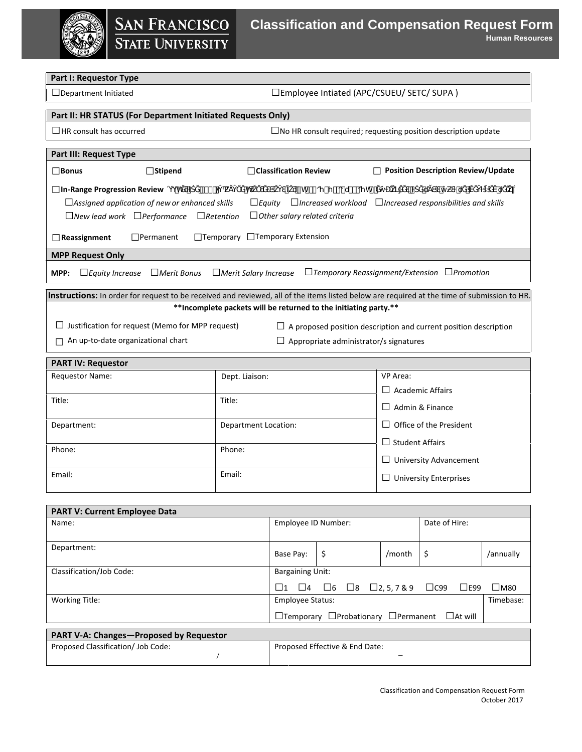# Classification and Compensation Request Form

**Human Resources**

| Part I: Requestor Type | |
|---|---|
| ☐Department Initiated | ☐Employee Intiated (APC/CSUEU/ SETC/ SUPA ) |

| Part II: HR STATUS (For Department Initiated Requests Only) | |
|---|---|
| ☐HR consult has occurred | ☐No HR consult required; requesting position description update |

**Part III: Request Type**

☐**Bonus** ☐**Stipend** ☐**Classification Review** ☐ **Position Description Review/Update**

☐**In-Range Progression Review**

☐*Assigned application of new or enhanced skills* ☐*Equity* ☐*Increased workload* ☐*Increased responsibilities and skills*

☐*New lead work* ☐*Performance* ☐*Retention* ☐*Other salary related criteria*

☐**Reassignment** ☐Permanent ☐Temporary ☐Temporary Extension

**MPP Request Only**

**MPP:** ☐*Equity Increase* ☐*Merit Bonus* ☐*Merit Salary Increase* ☐*Temporary Reassignment/Extension* ☐*Promotion*

**Instructions:** In order for request to be received and reviewed, all of the items listed below are required at the time of submission to HR.

****Incomplete packets will be returned to the initiating party.****

☐ Justification for request (Memo for MPP request) ☐ A proposed position description and current position description

☐ An up-to-date organizational chart ☐ Appropriate administrator/s signatures

| PART IV: Requestor | | |
|---|---|---|
| Requestor Name: | Dept. Liaison: | VP Area: ☐ Academic Affairs |
| Title: | Title: | ☐ Admin & Finance |
| Department: | Department Location: | ☐ Office of the President ☐ Student Affairs |
| Phone: | Phone: | ☐ University Advancement |
| Email: | Email: | ☐ University Enterprises |

| PART V: Current Employee Data | | | | | |
|---|---|---|---|---|---|
| Name: | Employee ID Number: | | | Date of Hire: | |
| Department: | Base Pay: | $ | /month | $ | /annually |
| Classification/Job Code: | Bargaining Unit: ☐1 ☐4 ☐6 ☐8 ☐2, 5, 7 & 9 ☐C99 ☐E99 ☐M80 | | | | |
| Working Title: | Employee Status: ☐Temporary ☐Probationary ☐Permanent ☐At will | | | | Timebase: |

| PART V-A: Changes—Proposed by Requestor | |
|---|---|
| Proposed Classification/ Job Code: / | Proposed Effective & End Date: – |

Classification and Compensation Request Form
October 2017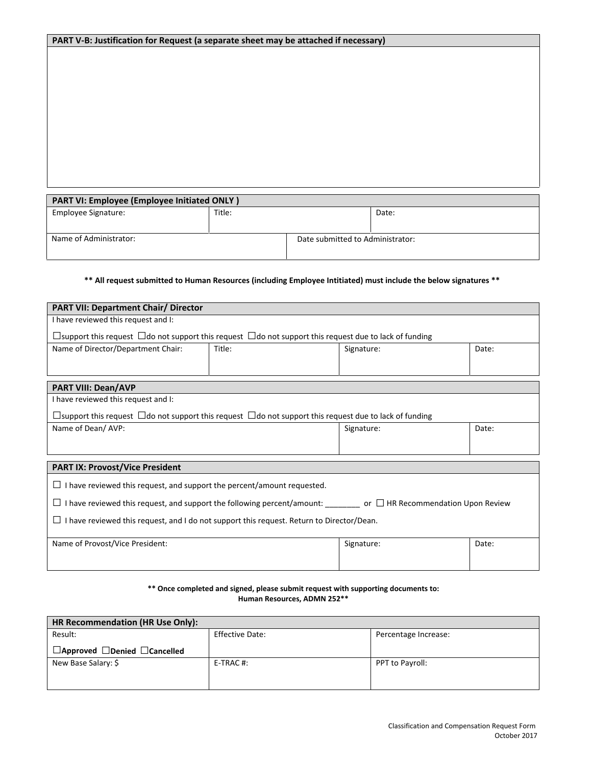| PART V-B: Justification for Request (a separate sheet may be attached if necessary) |
|---|
| |

| PART VI: Employee (Employee Initiated ONLY ) | | |
|---|---|---|
| Employee Signature: | Title: | Date: |
| Name of Administrator: | Date submitted to Administrator: | |

**\*\* All request submitted to Human Resources (including Employee Intitiated) must include the below signatures \*\***

| PART VII: Department Chair/ Director | | | |
|---|---|---|---|
| I have reviewed this request and I:<br><br>☐support this request ☐do not support this request ☐do not support this request due to lack of funding | | | |
| Name of Director/Department Chair: | Title: | Signature: | Date: |

| PART VIII: Dean/AVP | | |
|---|---|---|
| I have reviewed this request and I:<br><br>☐support this request ☐do not support this request ☐do not support this request due to lack of funding | | |
| Name of Dean/ AVP: | Signature: | Date: |

| PART IX: Provost/Vice President | | |
|---|---|---|
| ☐ I have reviewed this request, and support the percent/amount requested.<br><br>☐ I have reviewed this request, and support the following percent/amount: ________ or ☐ HR Recommendation Upon Review<br><br>☐ I have reviewed this request, and I do not support this request. Return to Director/Dean. | | |
| Name of Provost/Vice President: | Signature: | Date: |

**\*\* Once completed and signed, please submit request with supporting documents to:**
**Human Resources, ADMN 252\*\***

| HR Recommendation (HR Use Only): | | |
|---|---|---|
| Result:<br><br>☐**Approved** ☐**Denied** ☐**Cancelled** | Effective Date: | Percentage Increase: |
| New Base Salary: $ | E-TRAC #: | PPT to Payroll: |

Classification and Compensation Request Form
October 2017